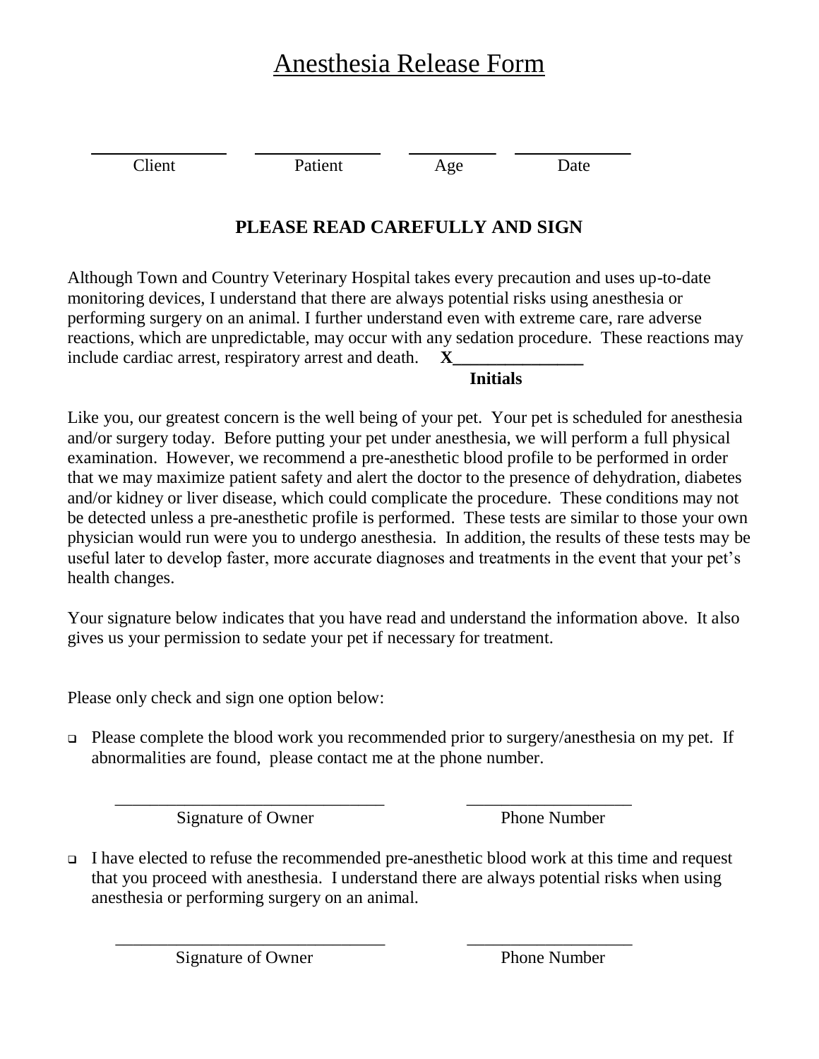# Anesthesia Release Form

| ______________ | ______________ | __________ | ____________ |
|---|---|---|---|
| Client | Patient | Age | Date |

**PLEASE READ CAREFULLY AND SIGN**

Although Town and Country Veterinary Hospital takes every precaution and uses up-to-date monitoring devices, I understand that there are always potential risks using anesthesia or performing surgery on an animal. I further understand even with extreme care, rare adverse reactions, which are unpredictable, may occur with any sedation procedure. These reactions may include cardiac arrest, respiratory arrest and death. **X_______________**

**Initials**

Like you, our greatest concern is the well being of your pet. Your pet is scheduled for anesthesia and/or surgery today. Before putting your pet under anesthesia, we will perform a full physical examination. However, we recommend a pre-anesthetic blood profile to be performed in order that we may maximize patient safety and alert the doctor to the presence of dehydration, diabetes and/or kidney or liver disease, which could complicate the procedure. These conditions may not be detected unless a pre-anesthetic profile is performed. These tests are similar to those your own physician would run were you to undergo anesthesia. In addition, the results of these tests may be useful later to develop faster, more accurate diagnoses and treatments in the event that your pet's health changes.

Your signature below indicates that you have read and understand the information above. It also gives us your permission to sedate your pet if necessary for treatment.

Please only check and sign one option below:

- ❑ Please complete the blood work you recommended prior to surgery/anesthesia on my pet. If abnormalities are found, please contact me at the phone number.

| ______________________________ | __________________ |
|---|---|
| Signature of Owner | Phone Number |

- ❑ I have elected to refuse the recommended pre-anesthetic blood work at this time and request that you proceed with anesthesia. I understand there are always potential risks when using anesthesia or performing surgery on an animal.

| ______________________________ | __________________ |
|---|---|
| Signature of Owner | Phone Number |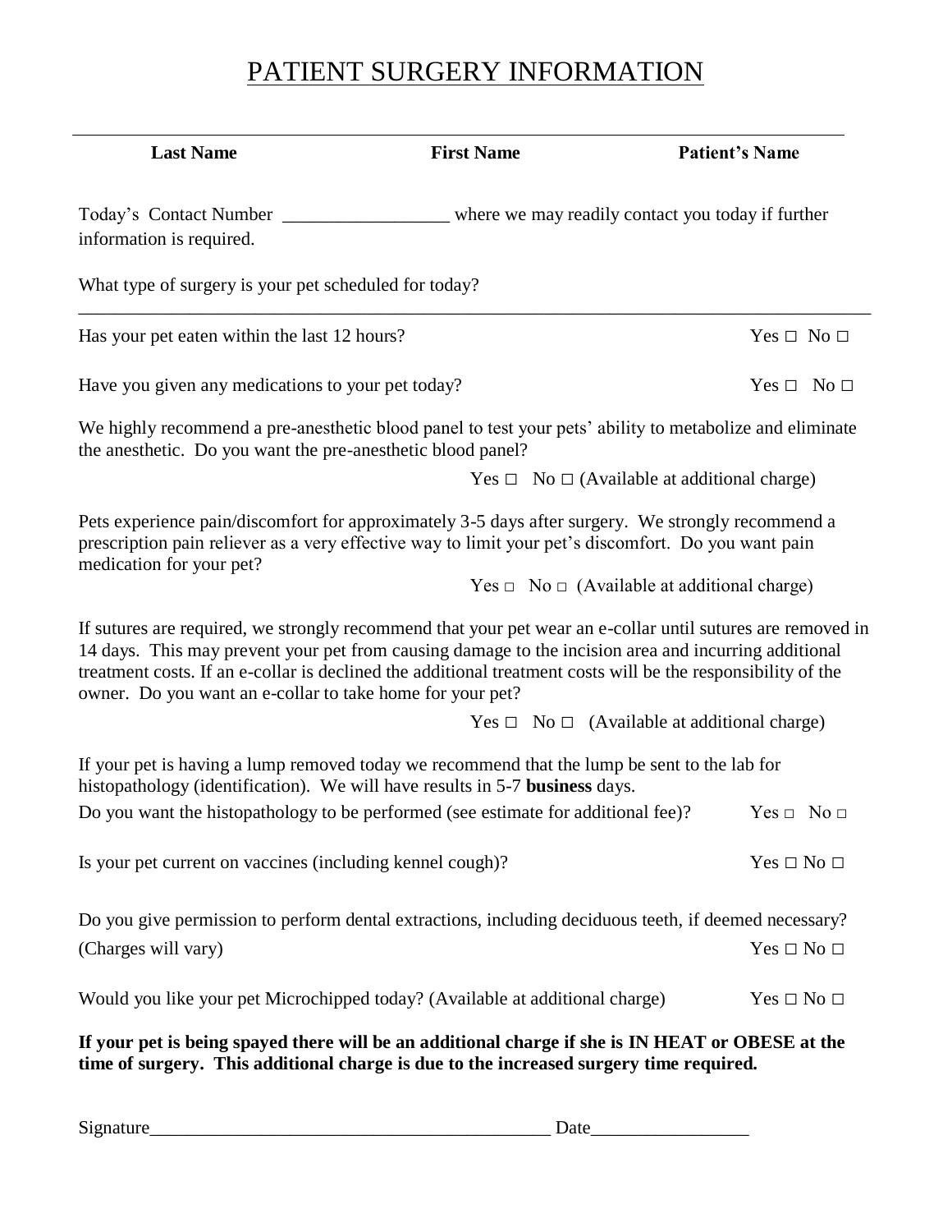# PATIENT SURGERY INFORMATION

______________________________________________________________________________

| **Last Name** | **First Name** | **Patient's Name** |
|---|---|---|

Today's Contact Number _________________ where we may readily contact you today if further information is required.

What type of surgery is your pet scheduled for today?

______________________________________________________________________________

Has your pet eaten within the last 12 hours? Yes □ No □

Have you given any medications to your pet today? Yes □ No □

We highly recommend a pre-anesthetic blood panel to test your pets' ability to metabolize and eliminate the anesthetic. Do you want the pre-anesthetic blood panel?

Yes □ No □ (Available at additional charge)

Pets experience pain/discomfort for approximately 3-5 days after surgery. We strongly recommend a prescription pain reliever as a very effective way to limit your pet's discomfort. Do you want pain medication for your pet?

Yes □ No □ (Available at additional charge)

If sutures are required, we strongly recommend that your pet wear an e-collar until sutures are removed in 14 days. This may prevent your pet from causing damage to the incision area and incurring additional treatment costs. If an e-collar is declined the additional treatment costs will be the responsibility of the owner. Do you want an e-collar to take home for your pet?

Yes □ No □ (Available at additional charge)

If your pet is having a lump removed today we recommend that the lump be sent to the lab for histopathology (identification). We will have results in 5-7 **business** days.

Do you want the histopathology to be performed (see estimate for additional fee)? Yes □ No □

Is your pet current on vaccines (including kennel cough)? Yes □ No □

Do you give permission to perform dental extractions, including deciduous teeth, if deemed necessary? (Charges will vary) Yes □ No □

Would you like your pet Microchipped today? (Available at additional charge) Yes □ No □

**If your pet is being spayed there will be an additional charge if she is IN HEAT or OBESE at the time of surgery. This additional charge is due to the increased surgery time required.**

Signature__________________________________________ Date________________